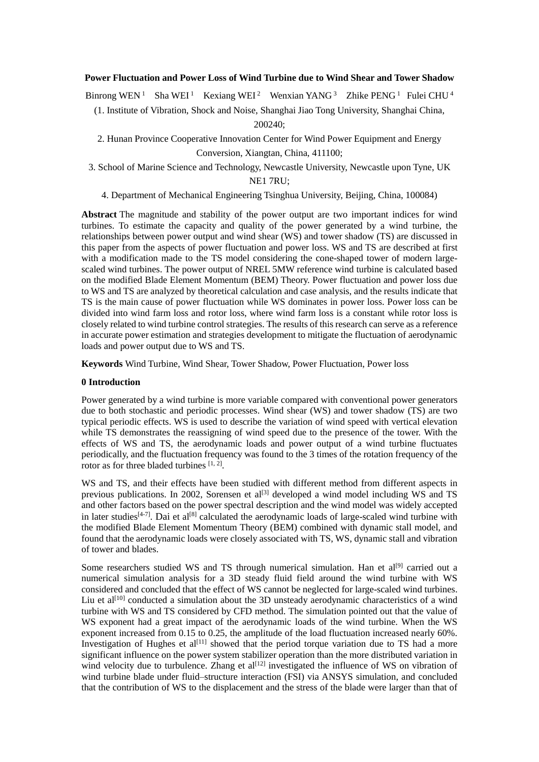# Power Fluctuation and Power Loss of Wind Turbine due to Wind Shear and Tower Shadow

Binrong WEN [1]  Sha WEI [1]  Kexiang WEI [2]  Wenxian YANG [3]  Zhike PENG [1]  Fulei CHU [4]

(1. Institute of Vibration, Shock and Noise, Shanghai Jiao Tong University, Shanghai China, 200240;

2. Hunan Province Cooperative Innovation Center for Wind Power Equipment and Energy Conversion, Xiangtan, China, 411100;

3. School of Marine Science and Technology, Newcastle University, Newcastle upon Tyne, UK NE1 7RU;

4. Department of Mechanical Engineering Tsinghua University, Beijing, China, 100084)

**Abstract** The magnitude and stability of the power output are two important indices for wind turbines. To estimate the capacity and quality of the power generated by a wind turbine, the relationships between power output and wind shear (WS) and tower shadow (TS) are discussed in this paper from the aspects of power fluctuation and power loss. WS and TS are described at first with a modification made to the TS model considering the cone-shaped tower of modern large-scaled wind turbines. The power output of NREL 5MW reference wind turbine is calculated based on the modified Blade Element Momentum (BEM) Theory. Power fluctuation and power loss due to WS and TS are analyzed by theoretical calculation and case analysis, and the results indicate that TS is the main cause of power fluctuation while WS dominates in power loss. Power loss can be divided into wind farm loss and rotor loss, where wind farm loss is a constant while rotor loss is closely related to wind turbine control strategies. The results of this research can serve as a reference in accurate power estimation and strategies development to mitigate the fluctuation of aerodynamic loads and power output due to WS and TS.

**Keywords** Wind Turbine, Wind Shear, Tower Shadow, Power Fluctuation, Power loss

## 0 Introduction

Power generated by a wind turbine is more variable compared with conventional power generators due to both stochastic and periodic processes. Wind shear (WS) and tower shadow (TS) are two typical periodic effects. WS is used to describe the variation of wind speed with vertical elevation while TS demonstrates the reassigning of wind speed due to the presence of the tower. With the effects of WS and TS, the aerodynamic loads and power output of a wind turbine fluctuates periodically, and the fluctuation frequency was found to the 3 times of the rotation frequency of the rotor as for three bladed turbines [1, 2].

WS and TS, and their effects have been studied with different method from different aspects in previous publications. In 2002, Sorensen et al[3] developed a wind model including WS and TS and other factors based on the power spectral description and the wind model was widely accepted in later studies[4-7]. Dai et al[8] calculated the aerodynamic loads of large-scaled wind turbine with the modified Blade Element Momentum Theory (BEM) combined with dynamic stall model, and found that the aerodynamic loads were closely associated with TS, WS, dynamic stall and vibration of tower and blades.

Some researchers studied WS and TS through numerical simulation. Han et al[9] carried out a numerical simulation analysis for a 3D steady fluid field around the wind turbine with WS considered and concluded that the effect of WS cannot be neglected for large-scaled wind turbines. Liu et al[10] conducted a simulation about the 3D unsteady aerodynamic characteristics of a wind turbine with WS and TS considered by CFD method. The simulation pointed out that the value of WS exponent had a great impact of the aerodynamic loads of the wind turbine. When the WS exponent increased from 0.15 to 0.25, the amplitude of the load fluctuation increased nearly 60%. Investigation of Hughes et al[11] showed that the period torque variation due to TS had a more significant influence on the power system stabilizer operation than the more distributed variation in wind velocity due to turbulence. Zhang et al[12] investigated the influence of WS on vibration of wind turbine blade under fluid–structure interaction (FSI) via ANSYS simulation, and concluded that the contribution of WS to the displacement and the stress of the blade were larger than that of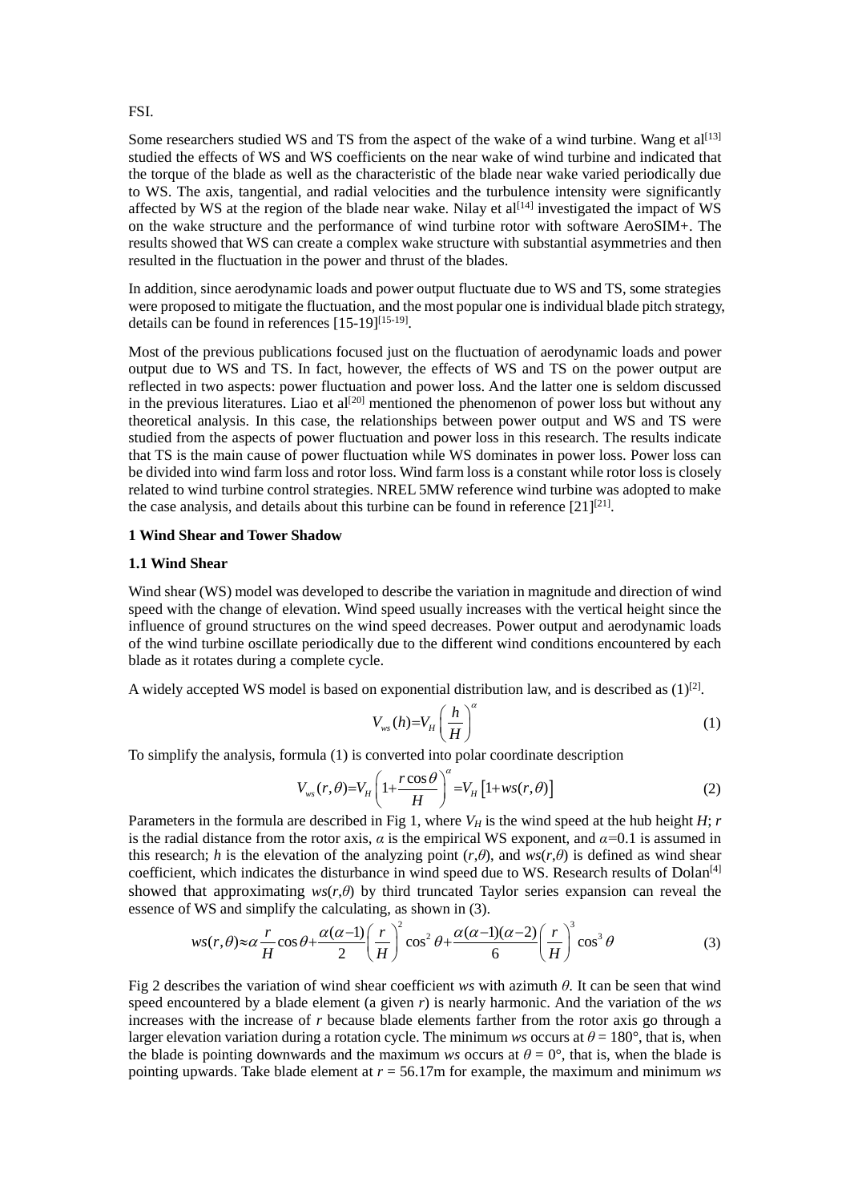FSI.

Some researchers studied WS and TS from the aspect of the wake of a wind turbine. Wang et al[13] studied the effects of WS and WS coefficients on the near wake of wind turbine and indicated that the torque of the blade as well as the characteristic of the blade near wake varied periodically due to WS. The axis, tangential, and radial velocities and the turbulence intensity were significantly affected by WS at the region of the blade near wake. Nilay et al[14] investigated the impact of WS on the wake structure and the performance of wind turbine rotor with software AeroSIM+. The results showed that WS can create a complex wake structure with substantial asymmetries and then resulted in the fluctuation in the power and thrust of the blades.

In addition, since aerodynamic loads and power output fluctuate due to WS and TS, some strategies were proposed to mitigate the fluctuation, and the most popular one is individual blade pitch strategy, details can be found in references [15-19][15-19].

Most of the previous publications focused just on the fluctuation of aerodynamic loads and power output due to WS and TS. In fact, however, the effects of WS and TS on the power output are reflected in two aspects: power fluctuation and power loss. And the latter one is seldom discussed in the previous literatures. Liao et al[20] mentioned the phenomenon of power loss but without any theoretical analysis. In this case, the relationships between power output and WS and TS were studied from the aspects of power fluctuation and power loss in this research. The results indicate that TS is the main cause of power fluctuation while WS dominates in power loss. Power loss can be divided into wind farm loss and rotor loss. Wind farm loss is a constant while rotor loss is closely related to wind turbine control strategies. NREL 5MW reference wind turbine was adopted to make the case analysis, and details about this turbine can be found in reference [21][21].

## 1 Wind Shear and Tower Shadow

### 1.1 Wind Shear

Wind shear (WS) model was developed to describe the variation in magnitude and direction of wind speed with the change of elevation. Wind speed usually increases with the vertical height since the influence of ground structures on the wind speed decreases. Power output and aerodynamic loads of the wind turbine oscillate periodically due to the different wind conditions encountered by each blade as it rotates during a complete cycle.

A widely accepted WS model is based on exponential distribution law, and is described as (1)[2].

$$V_{ws}(h)=V_H\left(\frac{h}{H}\right)^{\alpha} \tag{1}$$

To simplify the analysis, formula (1) is converted into polar coordinate description

$$V_{ws}(r,\theta)=V_H\left(1+\frac{r\cos\theta}{H}\right)^{\alpha}=V_H\left[1+ws(r,\theta)\right] \tag{2}$$

Parameters in the formula are described in Fig 1, where $V_H$ is the wind speed at the hub height $H$; $r$ is the radial distance from the rotor axis, $\alpha$ is the empirical WS exponent, and $\alpha$=0.1 is assumed in this research; $h$ is the elevation of the analyzing point ($r$,$\theta$), and $ws(r,\theta)$ is defined as wind shear coefficient, which indicates the disturbance in wind speed due to WS. Research results of Dolan[4] showed that approximating $ws(r,\theta)$ by third truncated Taylor series expansion can reveal the essence of WS and simplify the calculating, as shown in (3).

$$ws(r,\theta)\approx\alpha\frac{r}{H}\cos\theta+\frac{\alpha(\alpha-1)}{2}\left(\frac{r}{H}\right)^2\cos^2\theta+\frac{\alpha(\alpha-1)(\alpha-2)}{6}\left(\frac{r}{H}\right)^3\cos^3\theta \tag{3}$$

Fig 2 describes the variation of wind shear coefficient $ws$ with azimuth $\theta$. It can be seen that wind speed encountered by a blade element (a given $r$) is nearly harmonic. And the variation of the $ws$ increases with the increase of $r$ because blade elements farther from the rotor axis go through a larger elevation variation during a rotation cycle. The minimum $ws$ occurs at $\theta$ = 180°, that is, when the blade is pointing downwards and the maximum $ws$ occurs at $\theta$ = 0°, that is, when the blade is pointing upwards. Take blade element at $r$ = 56.17m for example, the maximum and minimum $ws$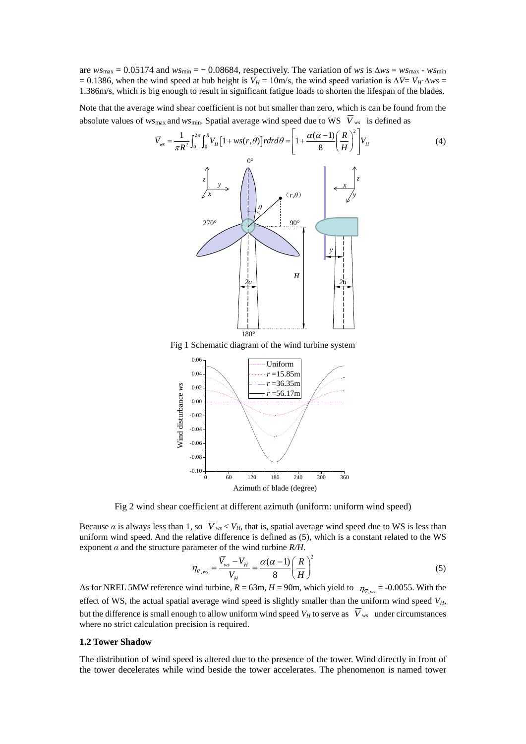are $ws_{max}$ = 0.05174 and $ws_{min}$ = − 0.08684, respectively. The variation of $ws$ is $\Delta ws = ws_{max} - ws_{min}$ = 0.1386, when the wind speed at hub height is $V_H$ = 10m/s, the wind speed variation is $\Delta V = V_H \cdot \Delta ws$ = 1.386m/s, which is big enough to result in significant fatigue loads to shorten the lifespan of the blades.

Note that the average wind shear coefficient is not but smaller than zero, which is can be found from the absolute values of $ws_{max}$ and $ws_{min}$. Spatial average wind speed due to WS $\bar{V}_{ws}$ is defined as

$$\bar{V}_{ws} = \frac{1}{\pi R^2}\int_0^{2\pi}\int_0^{R} V_H\left[1+ws(r,\theta)\right]rdrd\theta = \left[1+\frac{\alpha(\alpha-1)}{8}\left(\frac{R}{H}\right)^2\right]V_H \tag{4}$$

Fig 1 Schematic diagram of the wind turbine system

Fig 2 wind shear coefficient at different azimuth (uniform: uniform wind speed)

Because $\alpha$ is always less than 1, so $\bar{V}_{ws} < V_H$, that is, spatial average wind speed due to WS is less than uniform wind speed. And the relative difference is defined as (5), which is a constant related to the WS exponent $\alpha$ and the structure parameter of the wind turbine $R/H$.

$$\eta_{\bar{V},ws} = \frac{\bar{V}_{ws} - V_H}{V_H} = \frac{\alpha(\alpha-1)}{8}\left(\frac{R}{H}\right)^2 \tag{5}$$

As for NREL 5MW reference wind turbine, $R$ = 63m, $H$ = 90m, which yield to $\eta_{\bar{V},ws}$ = -0.0055. With the effect of WS, the actual spatial average wind speed is slightly smaller than the uniform wind speed $V_H$, but the difference is small enough to allow uniform wind speed $V_H$ to serve as $\bar{V}_{ws}$ under circumstances where no strict calculation precision is required.

### 1.2 Tower Shadow

The distribution of wind speed is altered due to the presence of the tower. Wind directly in front of the tower decelerates while wind beside the tower accelerates. The phenomenon is named tower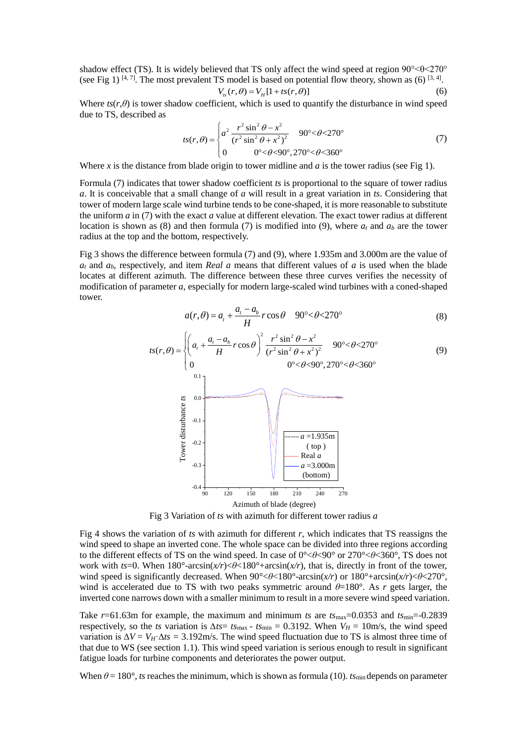shadow effect (TS). It is widely believed that TS only affect the wind speed at region $90°<\theta<270°$ (see Fig 1) [4, 7]. The most prevalent TS model is based on potential flow theory, shown as (6) [3, 4].

$$V_{ts}(r,\theta) = V_H[1+ts(r,\theta)] \tag{6}$$

Where $ts(r,\theta)$ is tower shadow coefficient, which is used to quantify the disturbance in wind speed due to TS, described as

$$ts(r,\theta) = \begin{cases} a^2 \dfrac{r^2\sin^2\theta - x^2}{(r^2\sin^2\theta + x^2)^2} & 90°<\theta<270° \\ 0 & 0°<\theta<90°, 270°<\theta<360° \end{cases} \tag{7}$$

Where $x$ is the distance from blade origin to tower midline and $a$ is the tower radius (see Fig 1).

Formula (7) indicates that tower shadow coefficient $ts$ is proportional to the square of tower radius $a$. It is conceivable that a small change of $a$ will result in a great variation in $ts$. Considering that tower of modern large scale wind turbine tends to be cone-shaped, it is more reasonable to substitute the uniform $a$ in (7) with the exact $a$ value at different elevation. The exact tower radius at different location is shown as (8) and then formula (7) is modified into (9), where $a_t$ and $a_b$ are the tower radius at the top and the bottom, respectively.

Fig 3 shows the difference between formula (7) and (9), where 1.935m and 3.000m are the value of $a_t$ and $a_b$, respectively, and item *Real a* means that different values of $a$ is used when the blade locates at different azimuth. The difference between these three curves verifies the necessity of modification of parameter $a$, especially for modern large-scaled wind turbines with a coned-shaped tower.

$$a(r,\theta) = a_t + \frac{a_t - a_b}{H} r\cos\theta \quad 90°<\theta<270° \tag{8}$$

$$ts(r,\theta) = \begin{cases} \left(a_t + \dfrac{a_t - a_b}{H} r\cos\theta\right)^2 \dfrac{r^2\sin^2\theta - x^2}{(r^2\sin^2\theta + x^2)^2} & 90°<\theta<270° \\ 0 & 0°<\theta<90°, 270°<\theta<360° \end{cases} \tag{9}$$

Fig 3 Variation of $ts$ with azimuth for different tower radius $a$

Fig 4 shows the variation of $ts$ with azimuth for different $r$, which indicates that TS reassigns the wind speed to shape an inverted cone. The whole space can be divided into three regions according to the different effects of TS on the wind speed. In case of $0°<\theta<90°$ or $270°<\theta<360°$, TS does not work with $ts$=0. When $180°-\arcsin(x/r)<\theta<180°+\arcsin(x/r)$, that is, directly in front of the tower, wind speed is significantly decreased. When $90°<\theta<180°-\arcsin(x/r)$ or $180°+\arcsin(x/r)<\theta<270°$, wind is accelerated due to TS with two peaks symmetric around $\theta$=180°. As $r$ gets larger, the inverted cone narrows down with a smaller minimum to result in a more severe wind speed variation.

Take $r$=61.63m for example, the maximum and minimum $ts$ are $ts_{\max}$=0.0353 and $ts_{\min}$=-0.2839 respectively, so the $ts$ variation is $\Delta ts = ts_{\max} - ts_{\min} = 0.3192$. When $V_H$ = 10m/s, the wind speed variation is $\Delta V = V_H \cdot \Delta ts$ = 3.192m/s. The wind speed fluctuation due to TS is almost three time of that due to WS (see section 1.1). This wind speed variation is serious enough to result in significant fatigue loads for turbine components and deteriorates the power output.

When $\theta$ = 180°, $ts$ reaches the minimum, which is shown as formula (10). $ts_{\min}$ depends on parameter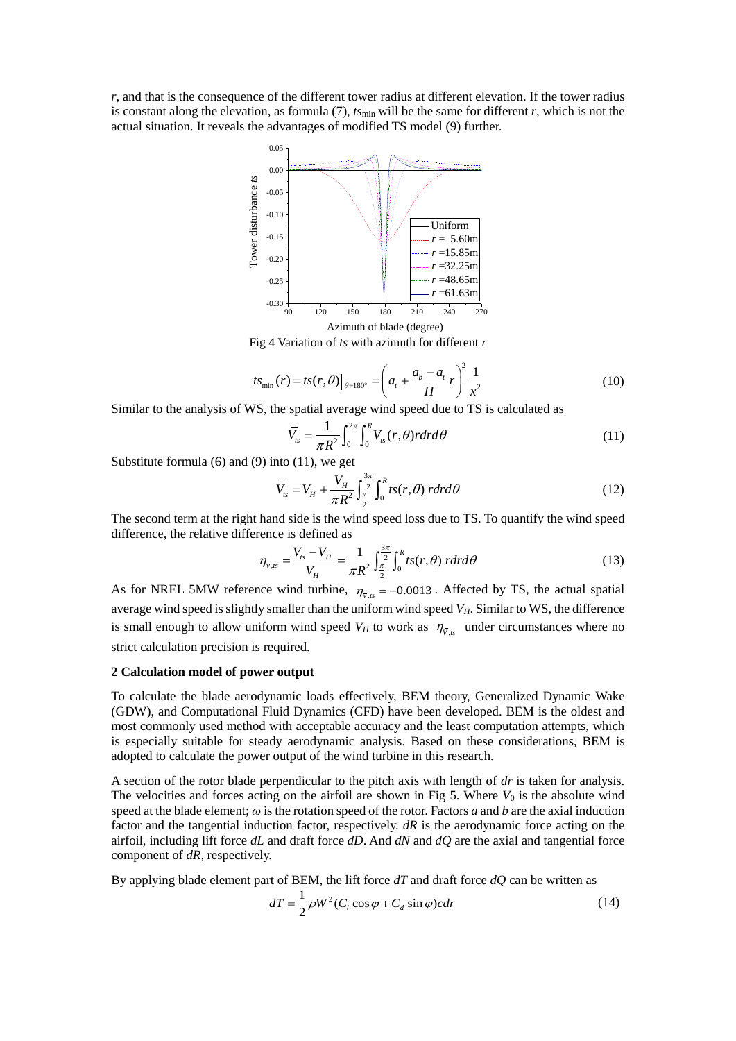$r$, and that is the consequence of the different tower radius at different elevation. If the tower radius is constant along the elevation, as formula (7), $ts_{\min}$ will be the same for different $r$, which is not the actual situation. It reveals the advantages of modified TS model (9) further.

Fig 4 Variation of $ts$ with azimuth for different $r$

$$ts_{\min}(r) = ts(r,\theta)\big|_{\theta=180^\circ} = \left(a_t + \frac{a_b - a_t}{H} r\right)^2 \frac{1}{x^2} \tag{10}$$

Similar to the analysis of WS, the spatial average wind speed due to TS is calculated as

$$\bar{V}_{ts} = \frac{1}{\pi R^2}\int_0^{2\pi}\int_0^R V_{ts}(r,\theta) r dr d\theta \tag{11}$$

Substitute formula (6) and (9) into (11), we get

$$\bar{V}_{ts} = V_H + \frac{V_H}{\pi R^2}\int_{\frac{\pi}{2}}^{\frac{3\pi}{2}}\int_0^R ts(r,\theta)\ r dr d\theta \tag{12}$$

The second term at the right hand side is the wind speed loss due to TS. To quantify the wind speed difference, the relative difference is defined as

$$\eta_{\bar{V},ts} = \frac{\bar{V}_{ts} - V_H}{V_H} = \frac{1}{\pi R^2}\int_{\frac{\pi}{2}}^{\frac{3\pi}{2}}\int_0^R ts(r,\theta)\ r dr d\theta \tag{13}$$

As for NREL 5MW reference wind turbine, $\eta_{\bar{V},ts} = -0.0013$. Affected by TS, the actual spatial average wind speed is slightly smaller than the uniform wind speed $V_H$. Similar to WS, the difference is small enough to allow uniform wind speed $V_H$ to work as $\eta_{\bar{V},ts}$ under circumstances where no strict calculation precision is required.

## 2 Calculation model of power output

To calculate the blade aerodynamic loads effectively, BEM theory, Generalized Dynamic Wake (GDW), and Computational Fluid Dynamics (CFD) have been developed. BEM is the oldest and most commonly used method with acceptable accuracy and the least computation attempts, which is especially suitable for steady aerodynamic analysis. Based on these considerations, BEM is adopted to calculate the power output of the wind turbine in this research.

A section of the rotor blade perpendicular to the pitch axis with length of $dr$ is taken for analysis. The velocities and forces acting on the airfoil are shown in Fig 5. Where $V_0$ is the absolute wind speed at the blade element; $\omega$ is the rotation speed of the rotor. Factors $a$ and $b$ are the axial induction factor and the tangential induction factor, respectively. $dR$ is the aerodynamic force acting on the airfoil, including lift force $dL$ and draft force $dD$. And $dN$ and $dQ$ are the axial and tangential force component of $dR$, respectively.

By applying blade element part of BEM, the lift force $dT$ and draft force $dQ$ can be written as

$$dT = \frac{1}{2}\rho W^2 (C_l \cos\varphi + C_d \sin\varphi) c dr \tag{14}$$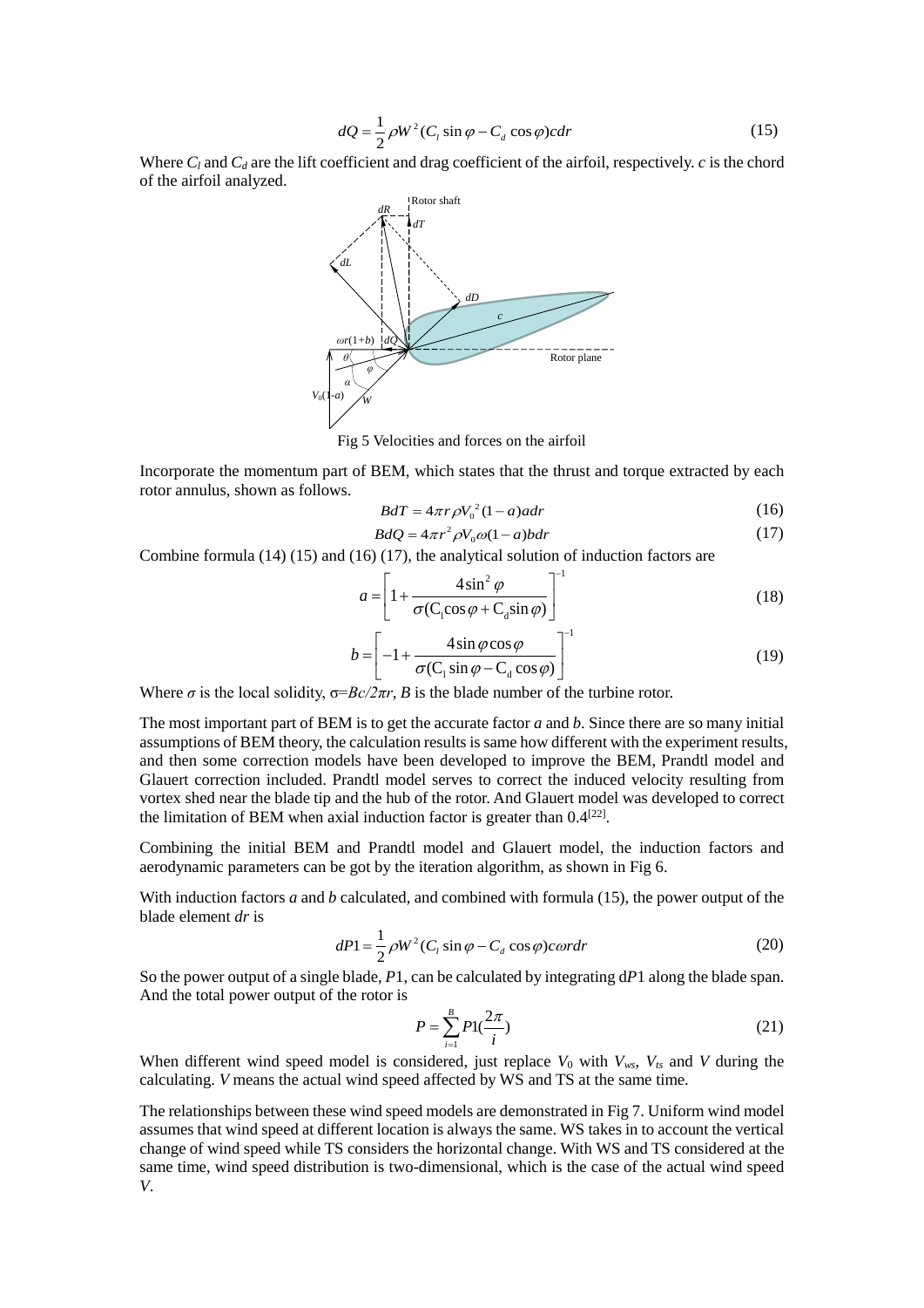$$dQ = \frac{1}{2}\rho W^2 (C_l \sin\varphi - C_d \cos\varphi) c dr \tag{15}$$

Where $C_l$ and $C_d$ are the lift coefficient and drag coefficient of the airfoil, respectively. $c$ is the chord of the airfoil analyzed.

Fig 5 Velocities and forces on the airfoil

Incorporate the momentum part of BEM, which states that the thrust and torque extracted by each rotor annulus, shown as follows.

$$BdT = 4\pi r \rho V_0^2 (1-a) a dr \tag{16}$$

$$BdQ = 4\pi r^2 \rho V_0 \omega (1-a) b dr \tag{17}$$

Combine formula (14) (15) and (16) (17), the analytical solution of induction factors are

$$a = \left[ 1 + \frac{4\sin^2\varphi}{\sigma(C_l \cos\varphi + C_d \sin\varphi)} \right]^{-1} \tag{18}$$

$$b = \left[ -1 + \frac{4\sin\varphi\cos\varphi}{\sigma(C_l \sin\varphi - C_d \cos\varphi)} \right]^{-1} \tag{19}$$

Where $\sigma$ is the local solidity, $\sigma = Bc/2\pi r$, $B$ is the blade number of the turbine rotor.

The most important part of BEM is to get the accurate factor $a$ and $b$. Since there are so many initial assumptions of BEM theory, the calculation results is same how different with the experiment results, and then some correction models have been developed to improve the BEM, Prandtl model and Glauert correction included. Prandtl model serves to correct the induced velocity resulting from vortex shed near the blade tip and the hub of the rotor. And Glauert model was developed to correct the limitation of BEM when axial induction factor is greater than 0.4[22].

Combining the initial BEM and Prandtl model and Glauert model, the induction factors and aerodynamic parameters can be got by the iteration algorithm, as shown in Fig 6.

With induction factors $a$ and $b$ calculated, and combined with formula (15), the power output of the blade element $dr$ is

$$dP1 = \frac{1}{2}\rho W^2 (C_l \sin\varphi - C_d \cos\varphi) c \omega r dr \tag{20}$$

So the power output of a single blade, $P1$, can be calculated by integrating $dP1$ along the blade span. And the total power output of the rotor is

$$P = \sum_{i=1}^{B} P1\left(\frac{2\pi}{i}\right) \tag{21}$$

When different wind speed model is considered, just replace $V_0$ with $V_{ws}$, $V_{ts}$ and $V$ during the calculating. $V$ means the actual wind speed affected by WS and TS at the same time.

The relationships between these wind speed models are demonstrated in Fig 7. Uniform wind model assumes that wind speed at different location is always the same. WS takes in to account the vertical change of wind speed while TS considers the horizontal change. With WS and TS considered at the same time, wind speed distribution is two-dimensional, which is the case of the actual wind speed $V$.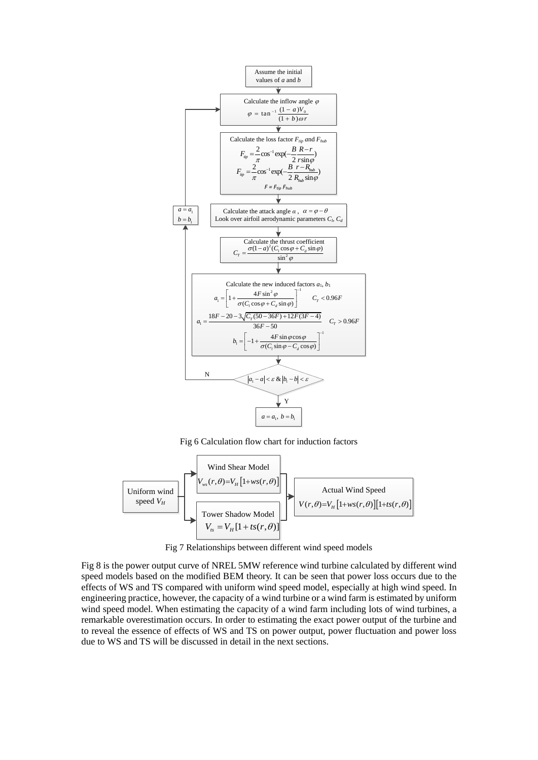Assume the initial values of $a$ and $b$

Calculate the inflow angle $\varphi$

$$\varphi = \tan^{-1}\frac{(1-a)V_0}{(1+b)\omega r}$$

Calculate the loss factor $F_{tip}$ and $F_{hub}$

$$F_{tip} = \frac{2}{\pi}\cos^{-1}\exp\left(-\frac{B}{2}\frac{R-r}{r\sin\varphi}\right)$$

$$F_{tip} = \frac{2}{\pi}\cos^{-1}\exp\left(-\frac{B}{2}\frac{r-R_{hub}}{R_{hub}\sin\varphi}\right)$$

$$F = F_{tip}F_{hub}$$

Calculate the attack angle $\alpha$, $\alpha = \varphi - \theta$

Look over airfoil aerodynamic parameters $C_l$, $C_d$

Calculate the thrust coefficient

$$C_T = \frac{\sigma(1-a)^2(C_l\cos\varphi + C_d\sin\varphi)}{\sin^2\varphi}$$

Calculate the new induced factors $a_1$, $b_1$

$$a_1 = \left[1 + \frac{4F\sin^2\varphi}{\sigma(C_l\cos\varphi + C_d\sin\varphi)}\right]^{-1} \quad C_T < 0.96F$$

$$a_1 = \frac{18F - 20 - 3\sqrt{C_T(50-36F) + 12F(3F-4)}}{36F - 50} \quad C_T > 0.96F$$

$$b_1 = \left[-1 + \frac{4F\sin\varphi\cos\varphi}{\sigma(C_l\sin\varphi - C_d\cos\varphi)}\right]^{-1}$$

$|a_1 - a| < \varepsilon$ & $|b_1 - b| < \varepsilon$

N: $a = a_1$, $b = b_1$ (return to inflow angle calculation)

Y: $a = a_1$, $b = b_1$

Fig 6 Calculation flow chart for induction factors

Uniform wind speed $V_H$

Wind Shear Model $V_{ws}(r,\theta) = V_H[1 + ws(r,\theta)]$

Tower Shadow Model $V_{ts} = V_H[1 + ts(r,\theta)]$

Actual Wind Speed $V(r,\theta) = V_H[1 + ws(r,\theta)][1 + ts(r,\theta)]$

Fig 7 Relationships between different wind speed models

Fig 8 is the power output curve of NREL 5MW reference wind turbine calculated by different wind speed models based on the modified BEM theory. It can be seen that power loss occurs due to the effects of WS and TS compared with uniform wind speed model, especially at high wind speed. In engineering practice, however, the capacity of a wind turbine or a wind farm is estimated by uniform wind speed model. When estimating the capacity of a wind farm including lots of wind turbines, a remarkable overestimation occurs. In order to estimating the exact power output of the turbine and to reveal the essence of effects of WS and TS on power output, power fluctuation and power loss due to WS and TS will be discussed in detail in the next sections.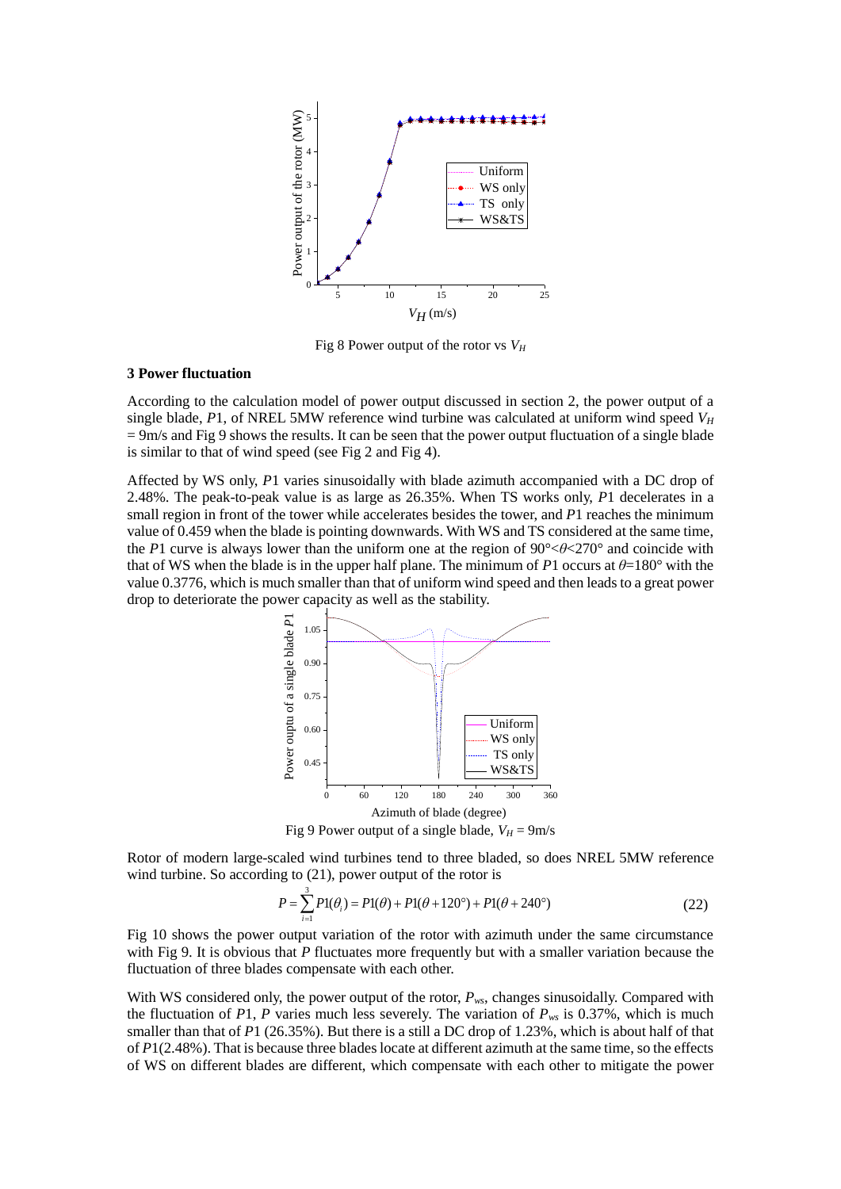Fig 8 Power output of the rotor vs $V_H$

## 3 Power fluctuation

According to the calculation model of power output discussed in section 2, the power output of a single blade, $P1$, of NREL 5MW reference wind turbine was calculated at uniform wind speed $V_H$ = 9m/s and Fig 9 shows the results. It can be seen that the power output fluctuation of a single blade is similar to that of wind speed (see Fig 2 and Fig 4).

Affected by WS only, $P1$ varies sinusoidally with blade azimuth accompanied with a DC drop of 2.48%. The peak-to-peak value is as large as 26.35%. When TS works only, $P1$ decelerates in a small region in front of the tower while accelerates besides the tower, and $P1$ reaches the minimum value of 0.459 when the blade is pointing downwards. With WS and TS considered at the same time, the $P1$ curve is always lower than the uniform one at the region of $90° < \theta < 270°$ and coincide with that of WS when the blade is in the upper half plane. The minimum of $P1$ occurs at $\theta = 180°$ with the value 0.3776, which is much smaller than that of uniform wind speed and then leads to a great power drop to deteriorate the power capacity as well as the stability.

Fig 9 Power output of a single blade, $V_H$ = 9m/s

Rotor of modern large-scaled wind turbines tend to three bladed, so does NREL 5MW reference wind turbine. So according to (21), power output of the rotor is

$$P = \sum_{i=1}^{3} P1(\theta_i) = P1(\theta) + P1(\theta + 120°) + P1(\theta + 240°) \tag{22}$$

Fig 10 shows the power output variation of the rotor with azimuth under the same circumstance with Fig 9. It is obvious that $P$ fluctuates more frequently but with a smaller variation because the fluctuation of three blades compensate with each other.

With WS considered only, the power output of the rotor, $P_{ws}$, changes sinusoidally. Compared with the fluctuation of $P1$, $P$ varies much less severely. The variation of $P_{ws}$ is 0.37%, which is much smaller than that of $P1$ (26.35%). But there is a still a DC drop of 1.23%, which is about half of that of $P1$(2.48%). That is because three blades locate at different azimuth at the same time, so the effects of WS on different blades are different, which compensate with each other to mitigate the power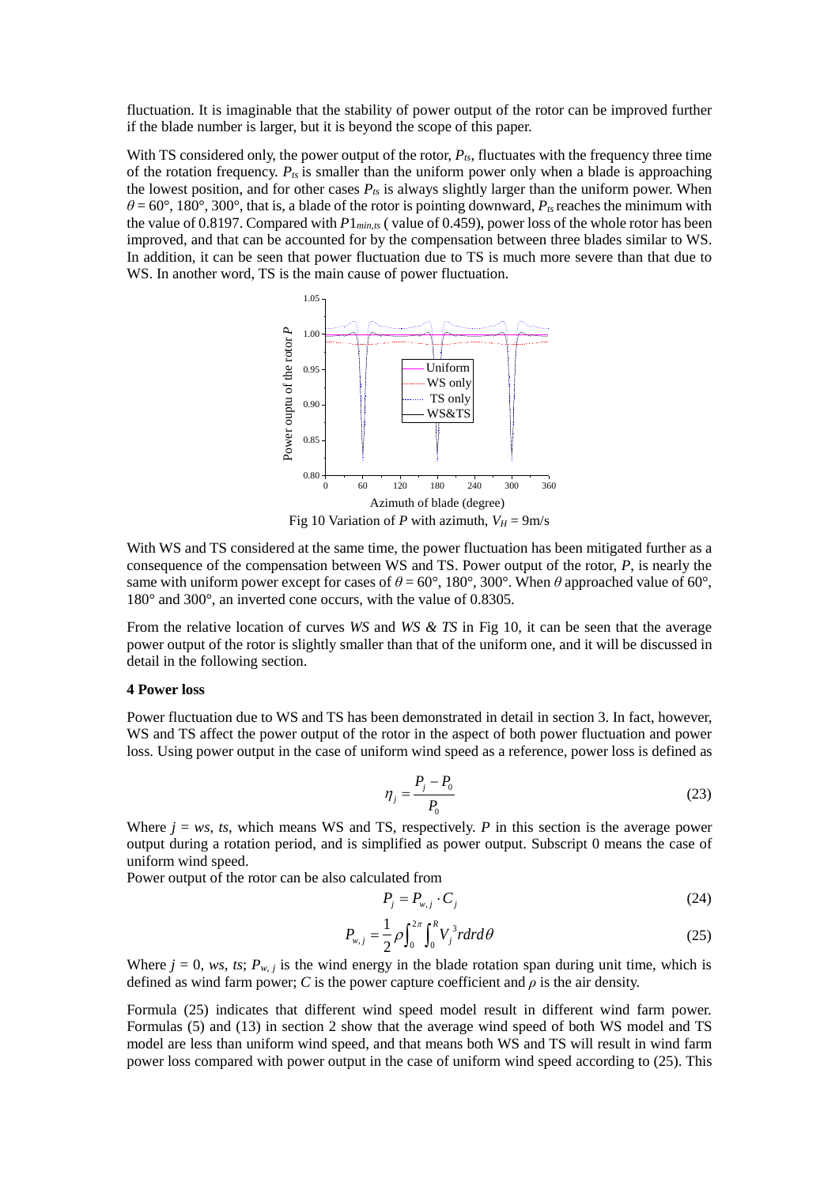fluctuation. It is imaginable that the stability of power output of the rotor can be improved further if the blade number is larger, but it is beyond the scope of this paper.

With TS considered only, the power output of the rotor, $P_{ts}$, fluctuates with the frequency three time of the rotation frequency. $P_{ts}$ is smaller than the uniform power only when a blade is approaching the lowest position, and for other cases $P_{ts}$ is always slightly larger than the uniform power. When $\theta = 60°$, 180°, 300°, that is, a blade of the rotor is pointing downward, $P_{ts}$ reaches the minimum with the value of 0.8197. Compared with $P1_{min,ts}$ ( value of 0.459), power loss of the whole rotor has been improved, and that can be accounted for by the compensation between three blades similar to WS. In addition, it can be seen that power fluctuation due to TS is much more severe than that due to WS. In another word, TS is the main cause of power fluctuation.

Fig 10 Variation of $P$ with azimuth, $V_H$ = 9m/s

With WS and TS considered at the same time, the power fluctuation has been mitigated further as a consequence of the compensation between WS and TS. Power output of the rotor, $P$, is nearly the same with uniform power except for cases of $\theta = 60°$, 180°, 300°. When $\theta$ approached value of 60°, 180° and 300°, an inverted cone occurs, with the value of 0.8305.

From the relative location of curves *WS* and *WS & TS* in Fig 10, it can be seen that the average power output of the rotor is slightly smaller than that of the uniform one, and it will be discussed in detail in the following section.

## 4 Power loss

Power fluctuation due to WS and TS has been demonstrated in detail in section 3. In fact, however, WS and TS affect the power output of the rotor in the aspect of both power fluctuation and power loss. Using power output in the case of uniform wind speed as a reference, power loss is defined as

$$\eta_j = \frac{P_j - P_0}{P_0} \tag{23}$$

Where $j = ws$, $ts$, which means WS and TS, respectively. $P$ in this section is the average power output during a rotation period, and is simplified as power output. Subscript 0 means the case of uniform wind speed.

Power output of the rotor can be also calculated from

$$P_j = P_{w,j} \cdot C_j \tag{24}$$

$$P_{w,j} = \frac{1}{2}\rho \int_0^{2\pi} \int_0^R V_j^{\,3} r dr d\theta \tag{25}$$

Where $j = 0$, $ws$, $ts$; $P_{w,j}$ is the wind energy in the blade rotation span during unit time, which is defined as wind farm power; $C$ is the power capture coefficient and $\rho$ is the air density.

Formula (25) indicates that different wind speed model result in different wind farm power. Formulas (5) and (13) in section 2 show that the average wind speed of both WS model and TS model are less than uniform wind speed, and that means both WS and TS will result in wind farm power loss compared with power output in the case of uniform wind speed according to (25). This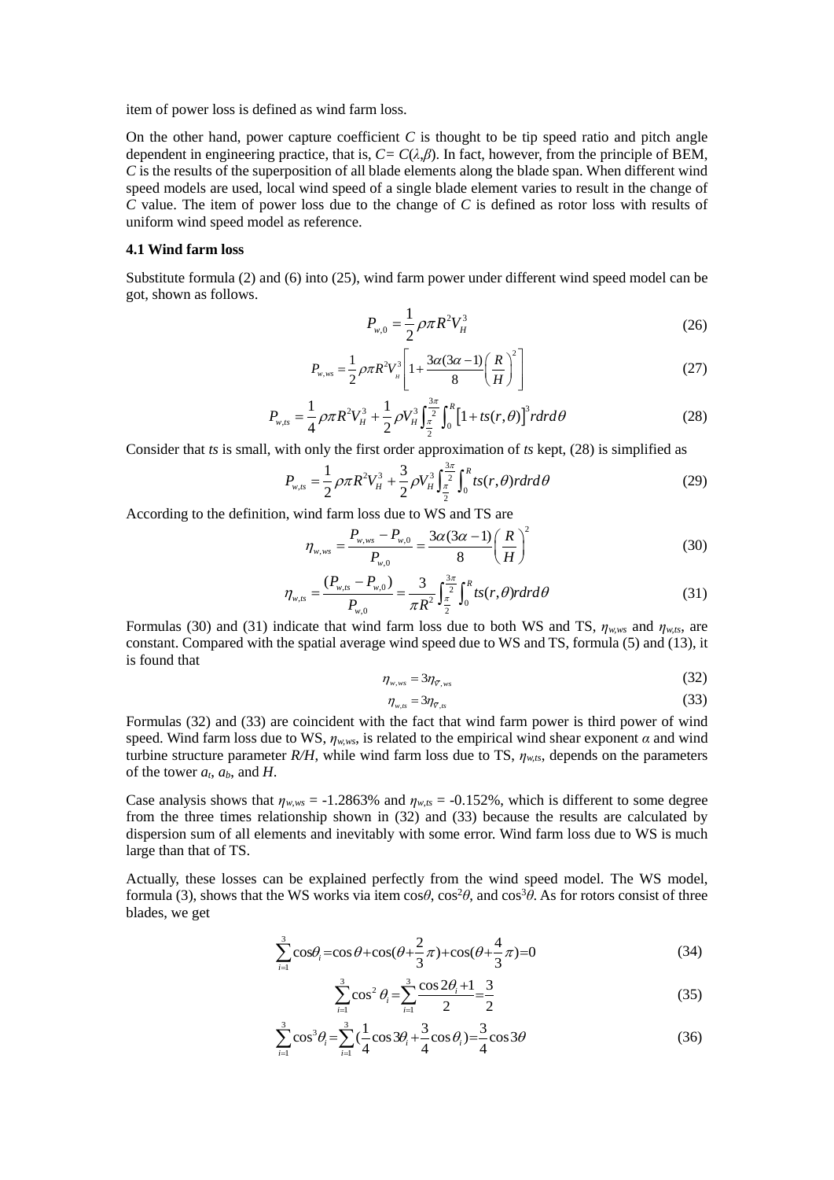item of power loss is defined as wind farm loss.

On the other hand, power capture coefficient $C$ is thought to be tip speed ratio and pitch angle dependent in engineering practice, that is, $C= C(\lambda,\beta)$. In fact, however, from the principle of BEM, $C$ is the results of the superposition of all blade elements along the blade span. When different wind speed models are used, local wind speed of a single blade element varies to result in the change of $C$ value. The item of power loss due to the change of $C$ is defined as rotor loss with results of uniform wind speed model as reference.

### 4.1 Wind farm loss

Substitute formula (2) and (6) into (25), wind farm power under different wind speed model can be got, shown as follows.

$$P_{w,0} = \frac{1}{2}\rho\pi R^2 V_H^3 \tag{26}$$

$$P_{w,ws} = \frac{1}{2}\rho\pi R^2 V_H^3\left[1+\frac{3\alpha(3\alpha-1)}{8}\left(\frac{R}{H}\right)^2\right] \tag{27}$$

$$P_{w,ts} = \frac{1}{4}\rho\pi R^2 V_H^3 + \frac{1}{2}\rho V_H^3\int_{\frac{\pi}{2}}^{\frac{3\pi}{2}}\int_0^R\left[1+ts(r,\theta)\right]^3 rdrd\theta \tag{28}$$

Consider that $ts$ is small, with only the first order approximation of $ts$ kept, (28) is simplified as

$$P_{w,ts} = \frac{1}{2}\rho\pi R^2 V_H^3 + \frac{3}{2}\rho V_H^3\int_{\frac{\pi}{2}}^{\frac{3\pi}{2}}\int_0^R ts(r,\theta) rdrd\theta \tag{29}$$

According to the definition, wind farm loss due to WS and TS are

$$\eta_{w,ws} = \frac{P_{w,ws}-P_{w,0}}{P_{w,0}} = \frac{3\alpha(3\alpha-1)}{8}\left(\frac{R}{H}\right)^2 \tag{30}$$

$$\eta_{w,ts} = \frac{(P_{w,ts}-P_{w,0})}{P_{w,0}} = \frac{3}{\pi R^2}\int_{\frac{\pi}{2}}^{\frac{3\pi}{2}}\int_0^R ts(r,\theta) rdrd\theta \tag{31}$$

Formulas (30) and (31) indicate that wind farm loss due to both WS and TS, $\eta_{w,ws}$ and $\eta_{w,ts}$, are constant. Compared with the spatial average wind speed due to WS and TS, formula (5) and (13), it is found that

$$\eta_{w,ws} = 3\eta_{\overline{V},ws} \tag{32}$$

$$\eta_{w,ts} = 3\eta_{\overline{V},ts} \tag{33}$$

Formulas (32) and (33) are coincident with the fact that wind farm power is third power of wind speed. Wind farm loss due to WS, $\eta_{w,ws}$, is related to the empirical wind shear exponent $\alpha$ and wind turbine structure parameter $R/H$, while wind farm loss due to TS, $\eta_{w,ts}$, depends on the parameters of the tower $a_t$, $a_b$, and $H$.

Case analysis shows that $\eta_{w,ws}$ = -1.2863% and $\eta_{w,ts}$ = -0.152%, which is different to some degree from the three times relationship shown in (32) and (33) because the results are calculated by dispersion sum of all elements and inevitably with some error. Wind farm loss due to WS is much large than that of TS.

Actually, these losses can be explained perfectly from the wind speed model. The WS model, formula (3), shows that the WS works via item $\cos\theta$, $\cos^2\theta$, and $\cos^3\theta$. As for rotors consist of three blades, we get

$$\sum_{i=1}^{3}\cos\theta_i = \cos\theta + \cos(\theta+\frac{2}{3}\pi) + \cos(\theta+\frac{4}{3}\pi) = 0 \tag{34}$$

$$\sum_{i=1}^{3}\cos^2\theta_i = \sum_{i=1}^{3}\frac{\cos 2\theta_i + 1}{2} = \frac{3}{2} \tag{35}$$

$$\sum_{i=1}^{3}\cos^3\theta_i = \sum_{i=1}^{3}(\frac{1}{4}\cos 3\theta_i + \frac{3}{4}\cos\theta_i) = \frac{3}{4}\cos 3\theta \tag{36}$$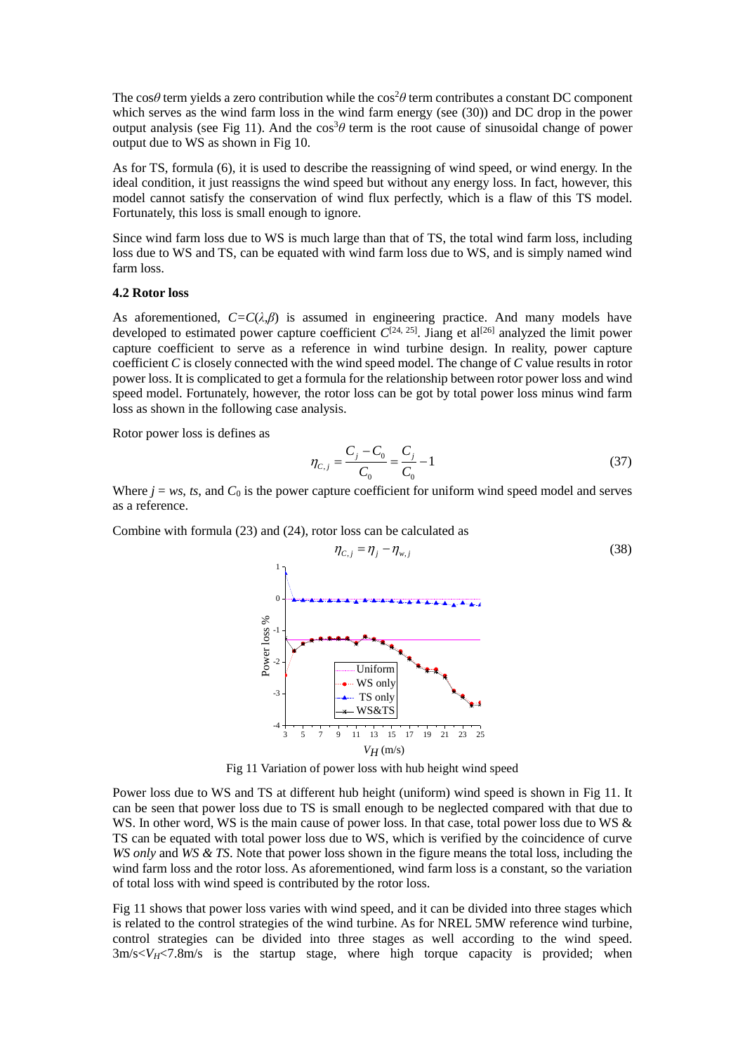The $\cos\theta$ term yields a zero contribution while the $\cos^2\theta$ term contributes a constant DC component which serves as the wind farm loss in the wind farm energy (see (30)) and DC drop in the power output analysis (see Fig 11). And the $\cos^3\theta$ term is the root cause of sinusoidal change of power output due to WS as shown in Fig 10.

As for TS, formula (6), it is used to describe the reassigning of wind speed, or wind energy. In the ideal condition, it just reassigns the wind speed but without any energy loss. In fact, however, this model cannot satisfy the conservation of wind flux perfectly, which is a flaw of this TS model. Fortunately, this loss is small enough to ignore.

Since wind farm loss due to WS is much large than that of TS, the total wind farm loss, including loss due to WS and TS, can be equated with wind farm loss due to WS, and is simply named wind farm loss.

**4.2 Rotor loss**

As aforementioned, $C=C(\lambda,\beta)$ is assumed in engineering practice. And many models have developed to estimated power capture coefficient $C$[24, 25]. Jiang et al[26] analyzed the limit power capture coefficient to serve as a reference in wind turbine design. In reality, power capture coefficient $C$ is closely connected with the wind speed model. The change of $C$ value results in rotor power loss. It is complicated to get a formula for the relationship between rotor power loss and wind speed model. Fortunately, however, the rotor loss can be got by total power loss minus wind farm loss as shown in the following case analysis.

Rotor power loss is defines as

$$\eta_{C,j} = \frac{C_j - C_0}{C_0} = \frac{C_j}{C_0} - 1 \tag{37}$$

Where $j = ws$, $ts$, and $C_0$ is the power capture coefficient for uniform wind speed model and serves as a reference.

Combine with formula (23) and (24), rotor loss can be calculated as

$$\eta_{C,j} = \eta_j - \eta_{w,j} \tag{38}$$

Fig 11 Variation of power loss with hub height wind speed

Power loss due to WS and TS at different hub height (uniform) wind speed is shown in Fig 11. It can be seen that power loss due to TS is small enough to be neglected compared with that due to WS. In other word, WS is the main cause of power loss. In that case, total power loss due to WS & TS can be equated with total power loss due to WS, which is verified by the coincidence of curve *WS only* and *WS & TS*. Note that power loss shown in the figure means the total loss, including the wind farm loss and the rotor loss. As aforementioned, wind farm loss is a constant, so the variation of total loss with wind speed is contributed by the rotor loss.

Fig 11 shows that power loss varies with wind speed, and it can be divided into three stages which is related to the control strategies of the wind turbine. As for NREL 5MW reference wind turbine, control strategies can be divided into three stages as well according to the wind speed. $3\text{m/s}<V_H<7.8\text{m/s}$ is the startup stage, where high torque capacity is provided; when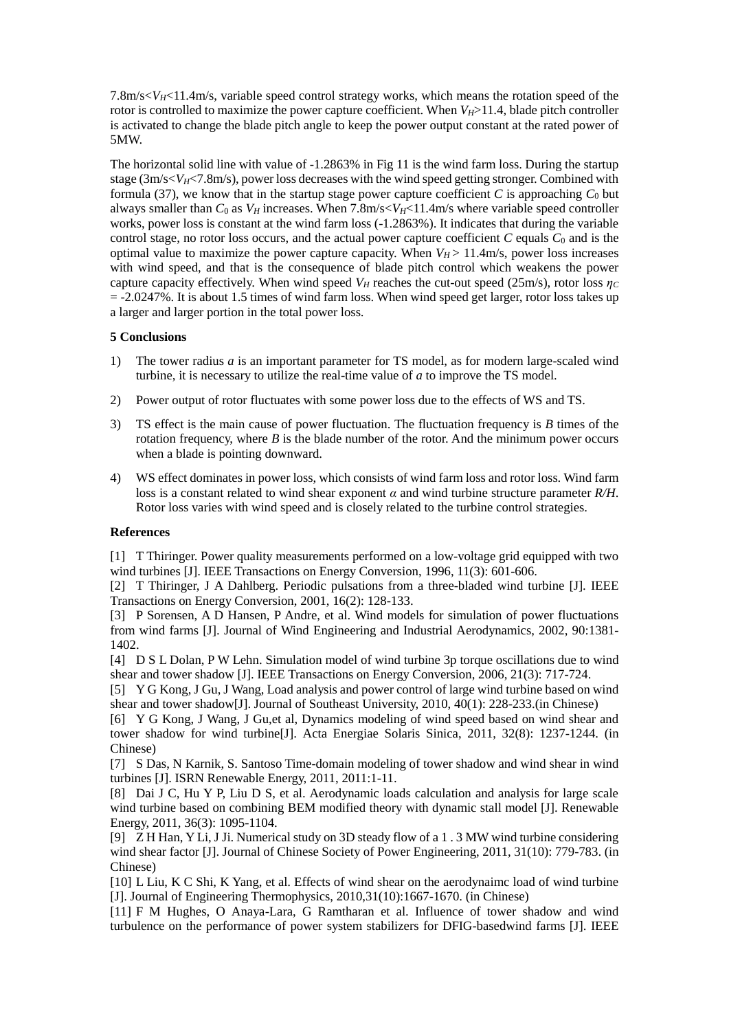7.8m/s<$V_H$<11.4m/s, variable speed control strategy works, which means the rotation speed of the rotor is controlled to maximize the power capture coefficient. When $V_H$>11.4, blade pitch controller is activated to change the blade pitch angle to keep the power output constant at the rated power of 5MW.

The horizontal solid line with value of -1.2863% in Fig 11 is the wind farm loss. During the startup stage (3m/s<$V_H$<7.8m/s), power loss decreases with the wind speed getting stronger. Combined with formula (37), we know that in the startup stage power capture coefficient $C$ is approaching $C_0$ but always smaller than $C_0$ as $V_H$ increases. When 7.8m/s<$V_H$<11.4m/s where variable speed controller works, power loss is constant at the wind farm loss (-1.2863%). It indicates that during the variable control stage, no rotor loss occurs, and the actual power capture coefficient $C$ equals $C_0$ and is the optimal value to maximize the power capture capacity. When $V_H$ > 11.4m/s, power loss increases with wind speed, and that is the consequence of blade pitch control which weakens the power capture capacity effectively. When wind speed $V_H$ reaches the cut-out speed (25m/s), rotor loss $\eta_C$ = -2.0247%. It is about 1.5 times of wind farm loss. When wind speed get larger, rotor loss takes up a larger and larger portion in the total power loss.

## 5 Conclusions

1) The tower radius $a$ is an important parameter for TS model, as for modern large-scaled wind turbine, it is necessary to utilize the real-time value of $a$ to improve the TS model.

2) Power output of rotor fluctuates with some power loss due to the effects of WS and TS.

3) TS effect is the main cause of power fluctuation. The fluctuation frequency is $B$ times of the rotation frequency, where $B$ is the blade number of the rotor. And the minimum power occurs when a blade is pointing downward.

4) WS effect dominates in power loss, which consists of wind farm loss and rotor loss. Wind farm loss is a constant related to wind shear exponent $\alpha$ and wind turbine structure parameter $R/H$. Rotor loss varies with wind speed and is closely related to the turbine control strategies.

## References

[1] T Thiringer. Power quality measurements performed on a low-voltage grid equipped with two wind turbines [J]. IEEE Transactions on Energy Conversion, 1996, 11(3): 601-606.

[2] T Thiringer, J A Dahlberg. Periodic pulsations from a three-bladed wind turbine [J]. IEEE Transactions on Energy Conversion, 2001, 16(2): 128-133.

[3] P Sorensen, A D Hansen, P Andre, et al. Wind models for simulation of power fluctuations from wind farms [J]. Journal of Wind Engineering and Industrial Aerodynamics, 2002, 90:1381-1402.

[4] D S L Dolan, P W Lehn. Simulation model of wind turbine 3p torque oscillations due to wind shear and tower shadow [J]. IEEE Transactions on Energy Conversion, 2006, 21(3): 717-724.

[5] Y G Kong, J Gu, J Wang, Load analysis and power control of large wind turbine based on wind shear and tower shadow[J]. Journal of Southeast University, 2010, 40(1): 228-233.(in Chinese)

[6] Y G Kong, J Wang, J Gu,et al, Dynamics modeling of wind speed based on wind shear and tower shadow for wind turbine[J]. Acta Energiae Solaris Sinica, 2011, 32(8): 1237-1244. (in Chinese)

[7] S Das, N Karnik, S. Santoso Time-domain modeling of tower shadow and wind shear in wind turbines [J]. ISRN Renewable Energy, 2011, 2011:1-11.

[8] Dai J C, Hu Y P, Liu D S, et al. Aerodynamic loads calculation and analysis for large scale wind turbine based on combining BEM modified theory with dynamic stall model [J]. Renewable Energy, 2011, 36(3): 1095-1104.

[9] Z H Han, Y Li, J Ji. Numerical study on 3D steady flow of a 1 . 3 MW wind turbine considering wind shear factor [J]. Journal of Chinese Society of Power Engineering, 2011, 31(10): 779-783. (in Chinese)

[10] L Liu, K C Shi, K Yang, et al. Effects of wind shear on the aerodynaimc load of wind turbine [J]. Journal of Engineering Thermophysics, 2010,31(10):1667-1670. (in Chinese)

[11] F M Hughes, O Anaya-Lara, G Ramtharan et al. Influence of tower shadow and wind turbulence on the performance of power system stabilizers for DFIG-basedwind farms [J]. IEEE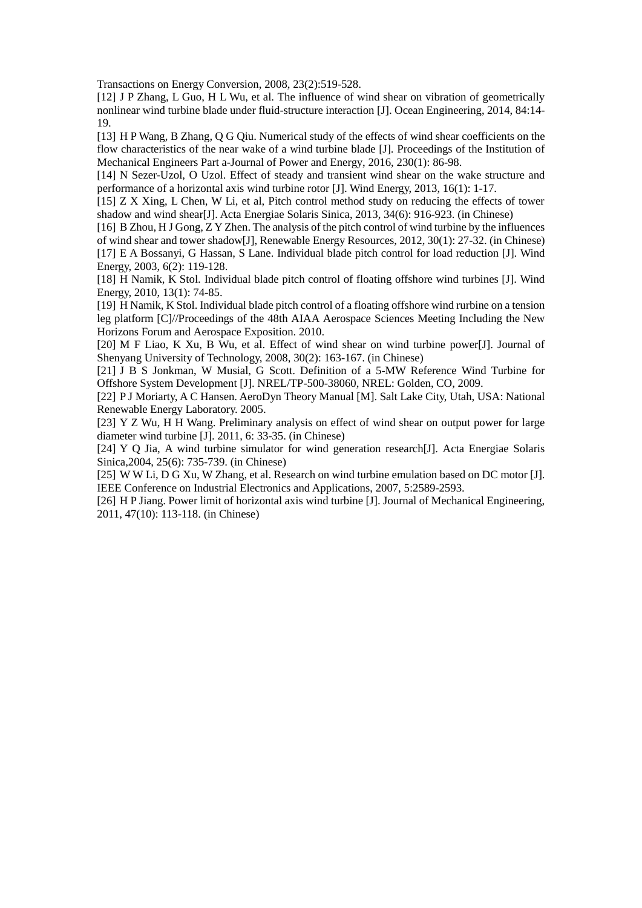Transactions on Energy Conversion, 2008, 23(2):519-528.

[12] J P Zhang, L Guo, H L Wu, et al. The influence of wind shear on vibration of geometrically nonlinear wind turbine blade under fluid-structure interaction [J]. Ocean Engineering, 2014, 84:14-19.

[13] H P Wang, B Zhang, Q G Qiu. Numerical study of the effects of wind shear coefficients on the flow characteristics of the near wake of a wind turbine blade [J]. Proceedings of the Institution of Mechanical Engineers Part a-Journal of Power and Energy, 2016, 230(1): 86-98.

[14] N Sezer-Uzol, O Uzol. Effect of steady and transient wind shear on the wake structure and performance of a horizontal axis wind turbine rotor [J]. Wind Energy, 2013, 16(1): 1-17.

[15] Z X Xing, L Chen, W Li, et al, Pitch control method study on reducing the effects of tower shadow and wind shear[J]. Acta Energiae Solaris Sinica, 2013, 34(6): 916-923. (in Chinese)

[16] B Zhou, H J Gong, Z Y Zhen. The analysis of the pitch control of wind turbine by the influences of wind shear and tower shadow[J], Renewable Energy Resources, 2012, 30(1): 27-32. (in Chinese)

[17] E A Bossanyi, G Hassan, S Lane. Individual blade pitch control for load reduction [J]. Wind Energy, 2003, 6(2): 119-128.

[18] H Namik, K Stol. Individual blade pitch control of floating offshore wind turbines [J]. Wind Energy, 2010, 13(1): 74-85.

[19] H Namik, K Stol. Individual blade pitch control of a floating offshore wind rurbine on a tension leg platform [C]//Proceedings of the 48th AIAA Aerospace Sciences Meeting Including the New Horizons Forum and Aerospace Exposition. 2010.

[20] M F Liao, K Xu, B Wu, et al. Effect of wind shear on wind turbine power[J]. Journal of Shenyang University of Technology, 2008, 30(2): 163-167. (in Chinese)

[21] J B S Jonkman, W Musial, G Scott. Definition of a 5-MW Reference Wind Turbine for Offshore System Development [J]. NREL/TP-500-38060, NREL: Golden, CO, 2009.

[22] P J Moriarty, A C Hansen. AeroDyn Theory Manual [M]. Salt Lake City, Utah, USA: National Renewable Energy Laboratory. 2005.

[23] Y Z Wu, H H Wang. Preliminary analysis on effect of wind shear on output power for large diameter wind turbine [J]. 2011, 6: 33-35. (in Chinese)

[24] Y Q Jia, A wind turbine simulator for wind generation research[J]. Acta Energiae Solaris Sinica,2004, 25(6): 735-739. (in Chinese)

[25] W W Li, D G Xu, W Zhang, et al. Research on wind turbine emulation based on DC motor [J]. IEEE Conference on Industrial Electronics and Applications, 2007, 5:2589-2593.

[26] H P Jiang. Power limit of horizontal axis wind turbine [J]. Journal of Mechanical Engineering, 2011, 47(10): 113-118. (in Chinese)